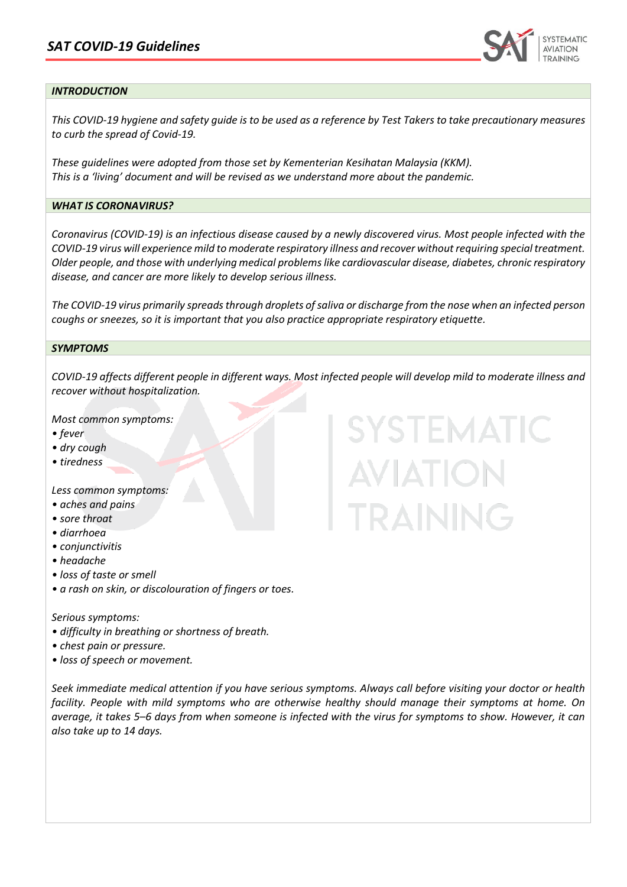# *SAT COVID-19 Guidelines*

## *INTRODUCTION*

*This COVID-19 hygiene and safety guide is to be used as a reference by Test Takers to take precautionary measures to curb the spread of Covid-19.*

*These guidelines were adopted from those set by Kementerian Kesihatan Malaysia (KKM).*
*This is a 'living' document and will be revised as we understand more about the pandemic.*

## *WHAT IS CORONAVIRUS?*

*Coronavirus (COVID-19) is an infectious disease caused by a newly discovered virus. Most people infected with the COVID-19 virus will experience mild to moderate respiratory illness and recover without requiring special treatment. Older people, and those with underlying medical problems like cardiovascular disease, diabetes, chronic respiratory disease, and cancer are more likely to develop serious illness.*

*The COVID-19 virus primarily spreads through droplets of saliva or discharge from the nose when an infected person coughs or sneezes, so it is important that you also practice appropriate respiratory etiquette.*

## *SYMPTOMS*

*COVID-19 affects different people in different ways. Most infected people will develop mild to moderate illness and recover without hospitalization.*

*Most common symptoms:*
- *fever*
- *dry cough*
- *tiredness*

*Less common symptoms:*
- *aches and pains*
- *sore throat*
- *diarrhoea*
- *conjunctivitis*
- *headache*
- *loss of taste or smell*
- *a rash on skin, or discolouration of fingers or toes.*

*Serious symptoms:*
- *difficulty in breathing or shortness of breath.*
- *chest pain or pressure.*
- *loss of speech or movement.*

*Seek immediate medical attention if you have serious symptoms. Always call before visiting your doctor or health facility. People with mild symptoms who are otherwise healthy should manage their symptoms at home. On average, it takes 5–6 days from when someone is infected with the virus for symptoms to show. However, it can also take up to 14 days.*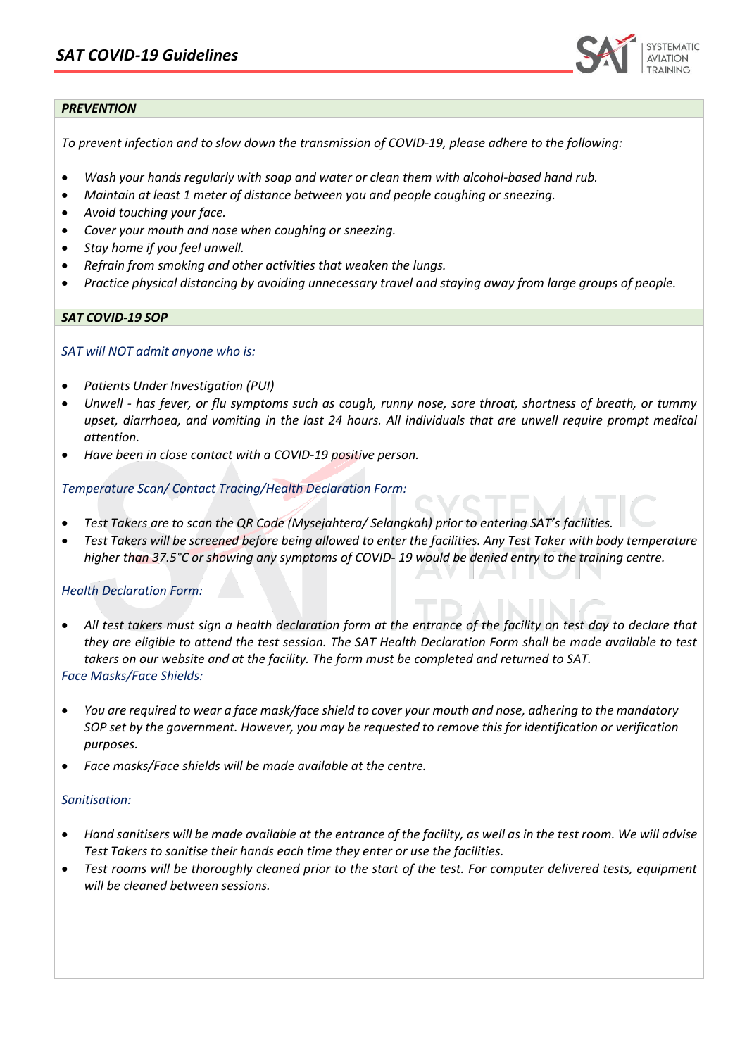**_PREVENTION_**

*To prevent infection and to slow down the transmission of COVID-19, please adhere to the following:*

- *Wash your hands regularly with soap and water or clean them with alcohol-based hand rub.*
- *Maintain at least 1 meter of distance between you and people coughing or sneezing.*
- *Avoid touching your face.*
- *Cover your mouth and nose when coughing or sneezing.*
- *Stay home if you feel unwell.*
- *Refrain from smoking and other activities that weaken the lungs.*
- *Practice physical distancing by avoiding unnecessary travel and staying away from large groups of people.*

**_SAT COVID-19 SOP_**

*SAT will NOT admit anyone who is:*

- *Patients Under Investigation (PUI)*
- *Unwell - has fever, or flu symptoms such as cough, runny nose, sore throat, shortness of breath, or tummy upset, diarrhoea, and vomiting in the last 24 hours. All individuals that are unwell require prompt medical attention.*
- *Have been in close contact with a COVID-19 positive person.*

*Temperature Scan/ Contact Tracing/Health Declaration Form:*

- *Test Takers are to scan the QR Code (Mysejahtera/ Selangkah) prior to entering SAT's facilities.*
- *Test Takers will be screened before being allowed to enter the facilities. Any Test Taker with body temperature higher than 37.5°C or showing any symptoms of COVID- 19 would be denied entry to the training centre.*

*Health Declaration Form:*

- *All test takers must sign a health declaration form at the entrance of the facility on test day to declare that they are eligible to attend the test session. The SAT Health Declaration Form shall be made available to test takers on our website and at the facility. The form must be completed and returned to SAT.*

*Face Masks/Face Shields:*

- *You are required to wear a face mask/face shield to cover your mouth and nose, adhering to the mandatory SOP set by the government. However, you may be requested to remove this for identification or verification purposes.*
- *Face masks/Face shields will be made available at the centre.*

*Sanitisation:*

- *Hand sanitisers will be made available at the entrance of the facility, as well as in the test room. We will advise Test Takers to sanitise their hands each time they enter or use the facilities.*
- *Test rooms will be thoroughly cleaned prior to the start of the test. For computer delivered tests, equipment will be cleaned between sessions.*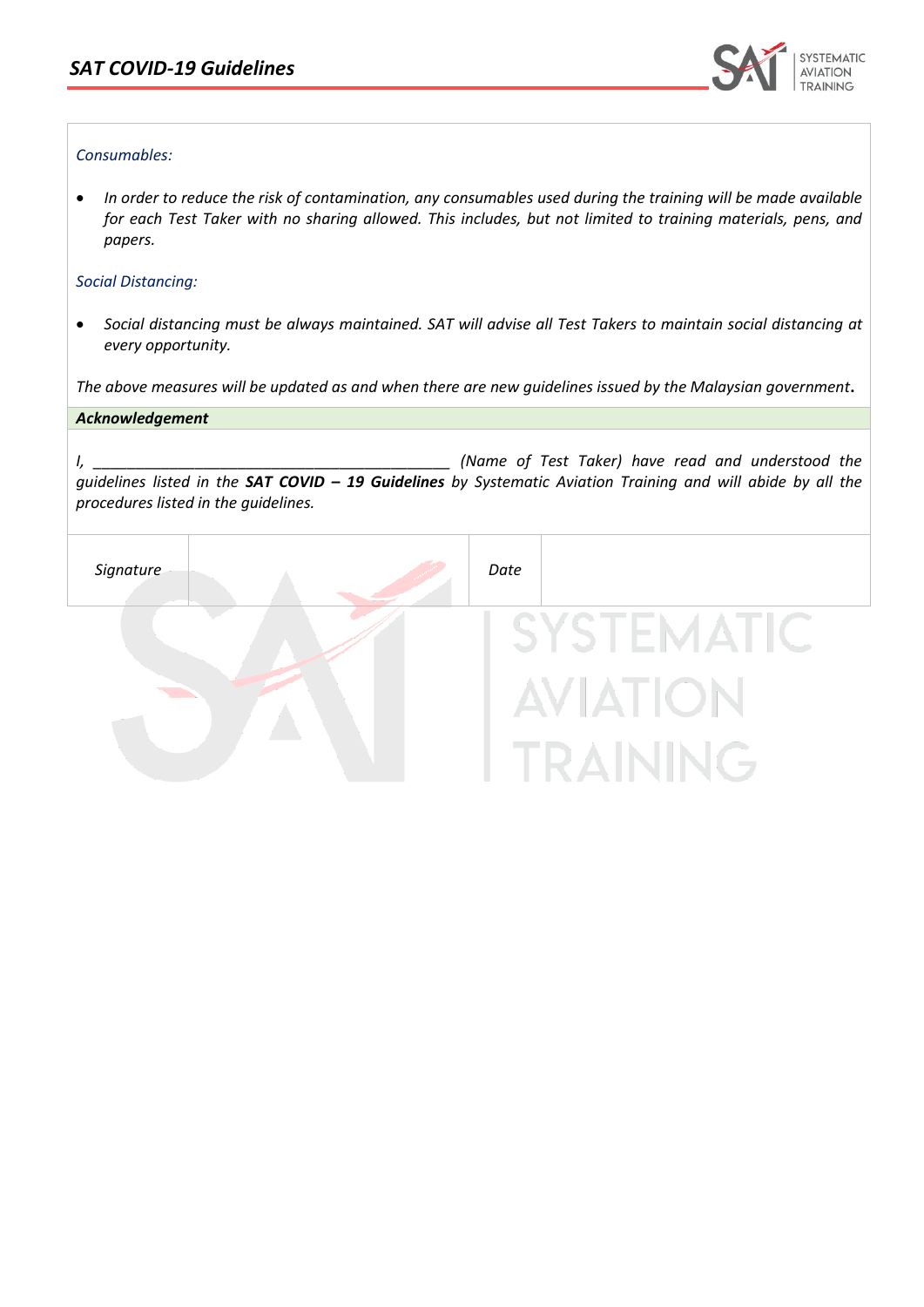*Consumables:*

- *In order to reduce the risk of contamination, any consumables used during the training will be made available for each Test Taker with no sharing allowed. This includes, but not limited to training materials, pens, and papers.*

*Social Distancing:*

- *Social distancing must be always maintained. SAT will advise all Test Takers to maintain social distancing at every opportunity.*

*The above measures will be updated as and when there are new guidelines issued by the Malaysian government.*

***Acknowledgement***

*I, _____________________________________________ (Name of Test Taker) have read and understood the guidelines listed in the **SAT COVID – 19 Guidelines** by Systematic Aviation Training and will abide by all the procedures listed in the guidelines.*

| | | | |
|---|---|---|---|
| *Signature* | | *Date* | |